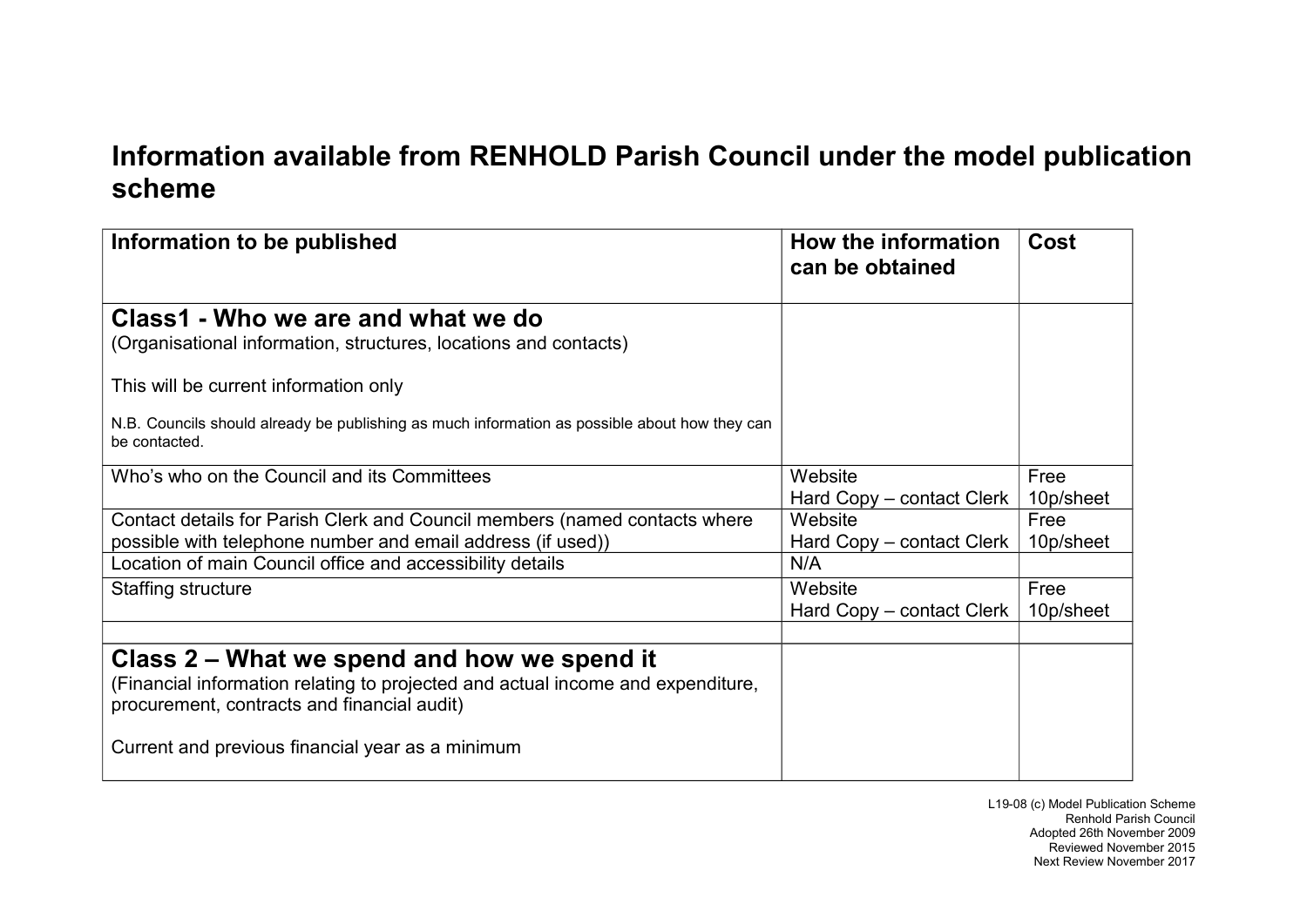# Information available from RENHOLD Parish Council under the model publication scheme

| Information to be published | How the information can be obtained | Cost |
|---|---|---|
| **Class1 - Who we are and what we do**<br>(Organisational information, structures, locations and contacts)<br><br>This will be current information only<br><br>N.B. Councils should already be publishing as much information as possible about how they can be contacted. | | |
| Who's who on the Council and its Committees | Website<br>Hard Copy – contact Clerk | Free<br>10p/sheet |
| Contact details for Parish Clerk and Council members (named contacts where possible with telephone number and email address (if used)) | Website<br>Hard Copy – contact Clerk | Free<br>10p/sheet |
| Location of main Council office and accessibility details | N/A | |
| Staffing structure | Website<br>Hard Copy – contact Clerk | Free<br>10p/sheet |
| | | |
| **Class 2 – What we spend and how we spend it**<br>(Financial information relating to projected and actual income and expenditure, procurement, contracts and financial audit)<br><br>Current and previous financial year as a minimum | | |

L19-08 (c) Model Publication Scheme
Renhold Parish Council
Adopted 26th November 2009
Reviewed November 2015
Next Review November 2017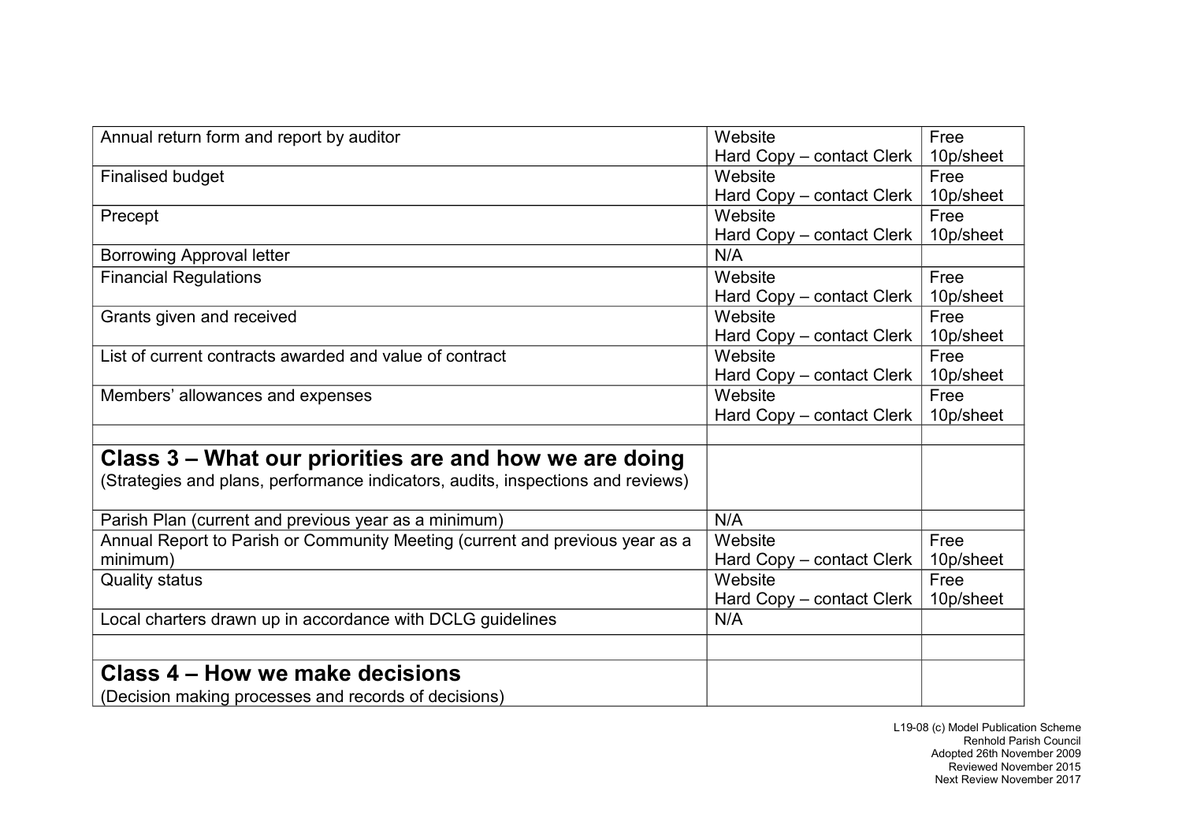| | | |
|---|---|---|
| Annual return form and report by auditor | Website<br>Hard Copy – contact Clerk | Free<br>10p/sheet |
| Finalised budget | Website<br>Hard Copy – contact Clerk | Free<br>10p/sheet |
| Precept | Website<br>Hard Copy – contact Clerk | Free<br>10p/sheet |
| Borrowing Approval letter | N/A | |
| Financial Regulations | Website<br>Hard Copy – contact Clerk | Free<br>10p/sheet |
| Grants given and received | Website<br>Hard Copy – contact Clerk | Free<br>10p/sheet |
| List of current contracts awarded and value of contract | Website<br>Hard Copy – contact Clerk | Free<br>10p/sheet |
| Members' allowances and expenses | Website<br>Hard Copy – contact Clerk | Free<br>10p/sheet |
| | | |
| **Class 3 – What our priorities are and how we are doing**<br>(Strategies and plans, performance indicators, audits, inspections and reviews) | | |
| Parish Plan (current and previous year as a minimum) | N/A | |
| Annual Report to Parish or Community Meeting (current and previous year as a minimum) | Website<br>Hard Copy – contact Clerk | Free<br>10p/sheet |
| Quality status | Website<br>Hard Copy – contact Clerk | Free<br>10p/sheet |
| Local charters drawn up in accordance with DCLG guidelines | N/A | |
| | | |
| **Class 4 – How we make decisions**<br>(Decision making processes and records of decisions) | | |

L19-08 (c) Model Publication Scheme
Renhold Parish Council
Adopted 26th November 2009
Reviewed November 2015
Next Review November 2017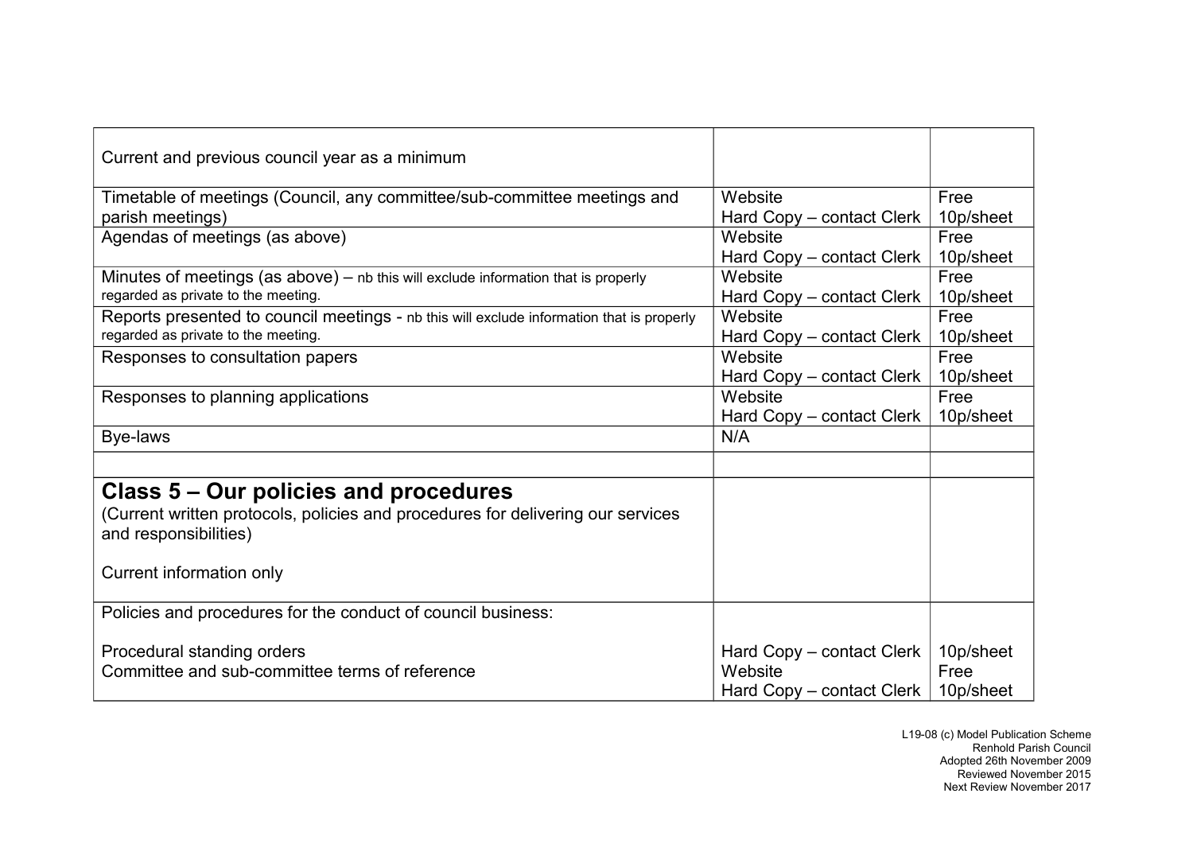| Current and previous council year as a minimum | | |
|---|---|---|
| Timetable of meetings (Council, any committee/sub-committee meetings and parish meetings) | Website<br>Hard Copy – contact Clerk | Free<br>10p/sheet |
| Agendas of meetings (as above) | Website<br>Hard Copy – contact Clerk | Free<br>10p/sheet |
| Minutes of meetings (as above) – nb this will exclude information that is properly regarded as private to the meeting. | Website<br>Hard Copy – contact Clerk | Free<br>10p/sheet |
| Reports presented to council meetings - nb this will exclude information that is properly regarded as private to the meeting. | Website<br>Hard Copy – contact Clerk | Free<br>10p/sheet |
| Responses to consultation papers | Website<br>Hard Copy – contact Clerk | Free<br>10p/sheet |
| Responses to planning applications | Website<br>Hard Copy – contact Clerk | Free<br>10p/sheet |
| Bye-laws | N/A | |
| | | |
| **Class 5 – Our policies and procedures**<br>(Current written protocols, policies and procedures for delivering our services and responsibilities)<br><br>Current information only | | |
| Policies and procedures for the conduct of council business:<br><br>Procedural standing orders<br>Committee and sub-committee terms of reference | <br><br>Hard Copy – contact Clerk<br>Website<br>Hard Copy – contact Clerk | <br><br>10p/sheet<br>Free<br>10p/sheet |

L19-08 (c) Model Publication Scheme
Renhold Parish Council
Adopted 26th November 2009
Reviewed November 2015
Next Review November 2017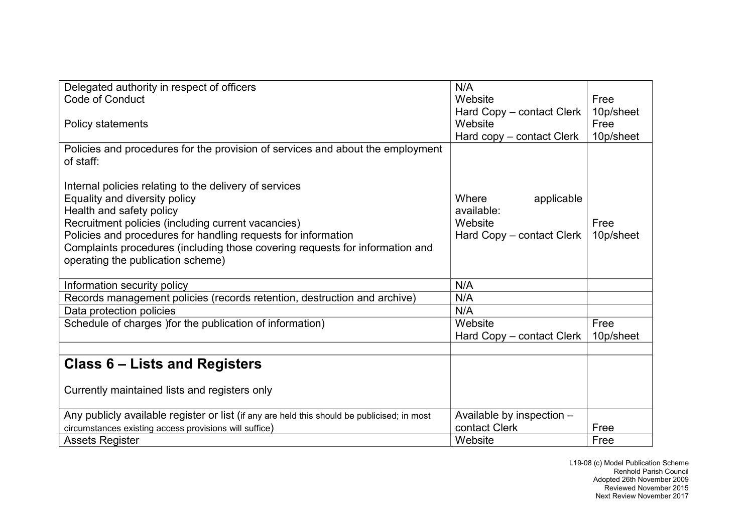| | | |
|---|---|---|
| Delegated authority in respect of officers<br>Code of Conduct<br><br>Policy statements | N/A<br>Website<br>Hard Copy – contact Clerk<br>Website<br>Hard copy – contact Clerk | <br>Free<br>10p/sheet<br>Free<br>10p/sheet |
| Policies and procedures for the provision of services and about the employment of staff:<br><br>Internal policies relating to the delivery of services<br>Equality and diversity policy<br>Health and safety policy<br>Recruitment policies (including current vacancies)<br>Policies and procedures for handling requests for information<br>Complaints procedures (including those covering requests for information and operating the publication scheme) | Where applicable available:<br>Website<br>Hard Copy – contact Clerk | Free<br>10p/sheet |
| Information security policy | N/A | |
| Records management policies (records retention, destruction and archive) | N/A | |
| Data protection policies | N/A | |
| Schedule of charges )for the publication of information) | Website<br>Hard Copy – contact Clerk | Free<br>10p/sheet |
| | | |
| **Class 6 – Lists and Registers**<br><br>Currently maintained lists and registers only | | |
| Any publicly available register or list (if any are held this should be publicised; in most circumstances existing access provisions will suffice) | Available by inspection – contact Clerk | Free |
| Assets Register | Website | Free |

L19-08 (c) Model Publication Scheme
Renhold Parish Council
Adopted 26th November 2009
Reviewed November 2015
Next Review November 2017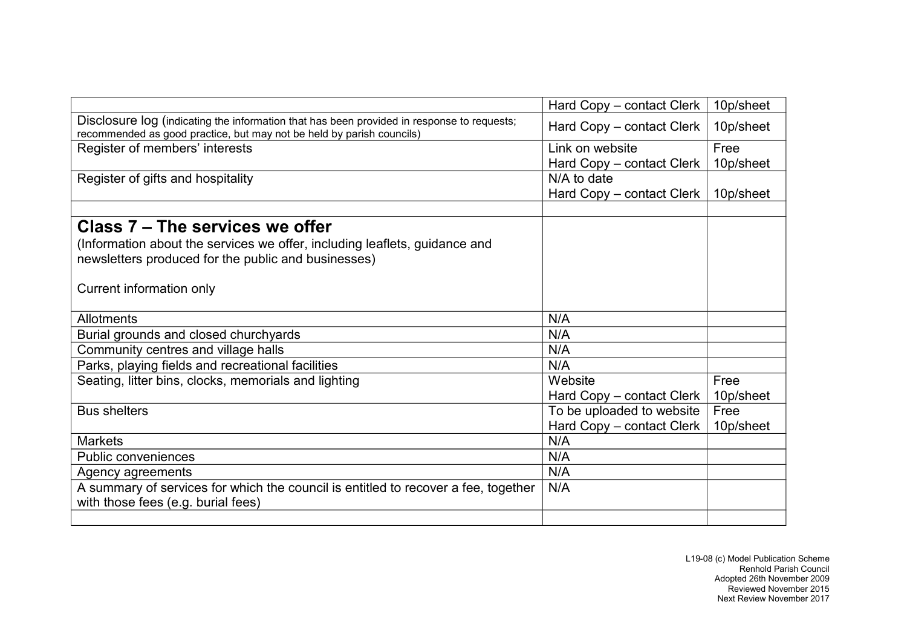| | | |
|---|---|---|
| | Hard Copy – contact Clerk | 10p/sheet |
| Disclosure log (indicating the information that has been provided in response to requests; recommended as good practice, but may not be held by parish councils) | Hard Copy – contact Clerk | 10p/sheet |
| Register of members' interests | Link on website<br>Hard Copy – contact Clerk | Free<br>10p/sheet |
| Register of gifts and hospitality | N/A to date<br>Hard Copy – contact Clerk | 10p/sheet |
| | | |
| **Class 7 – The services we offer**<br>(Information about the services we offer, including leaflets, guidance and newsletters produced for the public and businesses)<br><br>Current information only | | |
| Allotments | N/A | |
| Burial grounds and closed churchyards | N/A | |
| Community centres and village halls | N/A | |
| Parks, playing fields and recreational facilities | N/A | |
| Seating, litter bins, clocks, memorials and lighting | Website<br>Hard Copy – contact Clerk | Free<br>10p/sheet |
| Bus shelters | To be uploaded to website<br>Hard Copy – contact Clerk | Free<br>10p/sheet |
| Markets | N/A | |
| Public conveniences | N/A | |
| Agency agreements | N/A | |
| A summary of services for which the council is entitled to recover a fee, together with those fees (e.g. burial fees) | N/A | |
| | | |

L19-08 (c) Model Publication Scheme
Renhold Parish Council
Adopted 26th November 2009
Reviewed November 2015
Next Review November 2017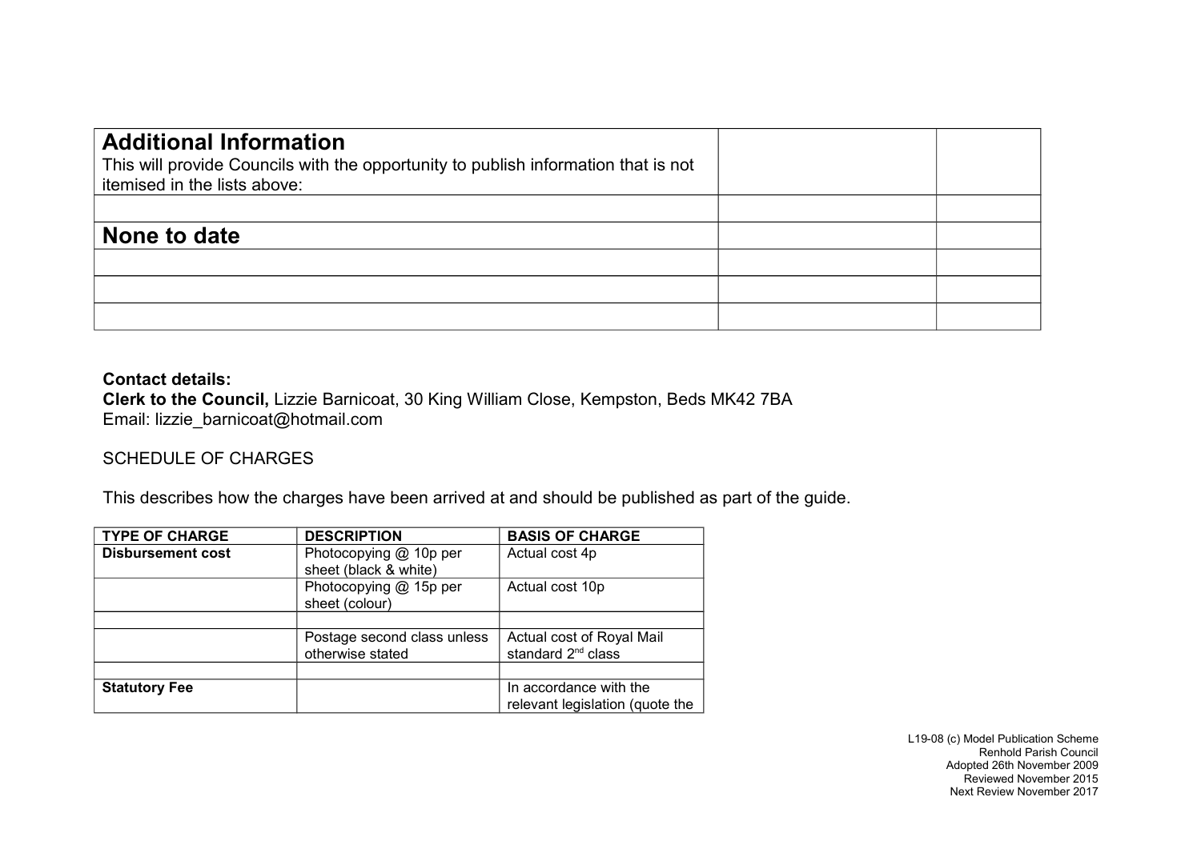| **Additional Information**<br>This will provide Councils with the opportunity to publish information that is not itemised in the lists above: | | |
|---|---|---|
| | | |
| **None to date** | | |
| | | |
| | | |
| | | |

**Contact details:**
**Clerk to the Council,** Lizzie Barnicoat, 30 King William Close, Kempston, Beds MK42 7BA
Email: lizzie_barnicoat@hotmail.com

SCHEDULE OF CHARGES

This describes how the charges have been arrived at and should be published as part of the guide.

| TYPE OF CHARGE | DESCRIPTION | BASIS OF CHARGE |
|---|---|---|
| **Disbursement cost** | Photocopying @ 10p per sheet (black & white) | Actual cost 4p |
| | Photocopying @ 15p per sheet (colour) | Actual cost 10p |
| | | |
| | Postage second class unless otherwise stated | Actual cost of Royal Mail standard 2nd class |
| | | |
| **Statutory Fee** | | In accordance with the relevant legislation (quote the |

L19-08 (c) Model Publication Scheme
Renhold Parish Council
Adopted 26th November 2009
Reviewed November 2015
Next Review November 2017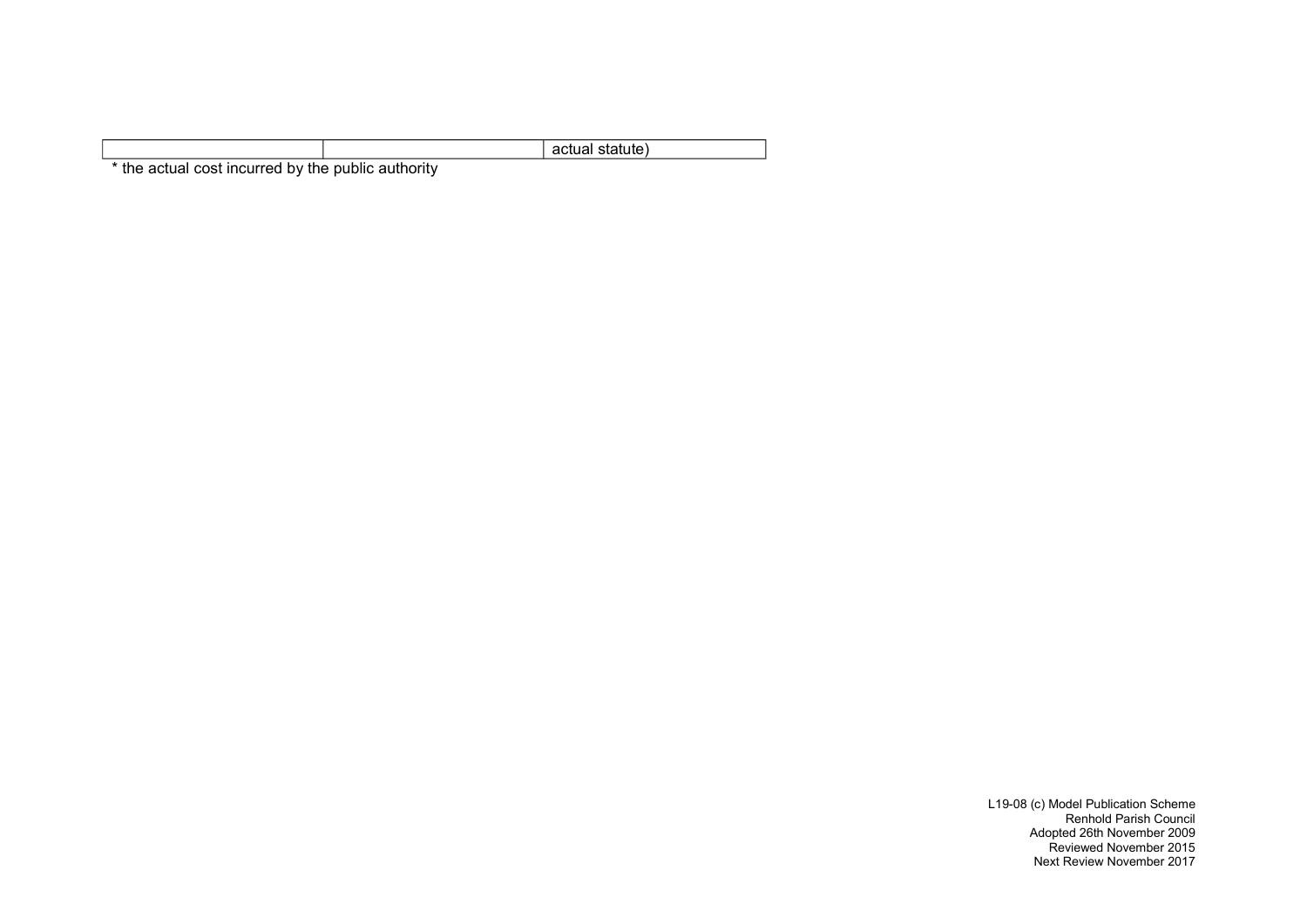| | | |
|---|---|---|
| | | actual statute) |

* the actual cost incurred by the public authority

L19-08 (c) Model Publication Scheme
Renhold Parish Council
Adopted 26th November 2009
Reviewed November 2015
Next Review November 2017